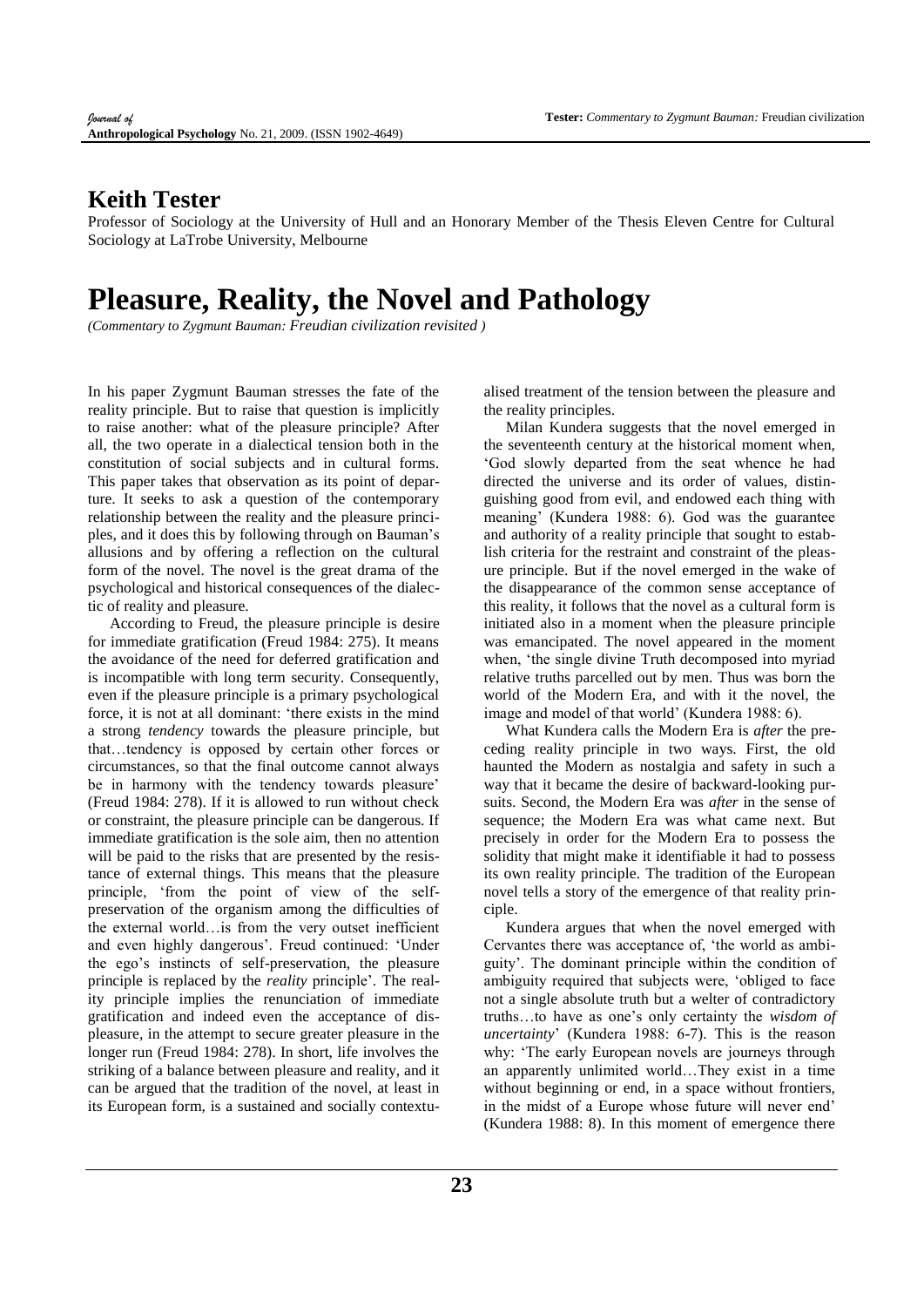## Keith Tester

Professor of Sociology at the University of Hull and an Honorary Member of the Thesis Eleven Centre for Cultural Sociology at LaTrobe University, Melbourne

# Pleasure, Reality, the Novel and Pathology

*(Commentary to Zygmunt Bauman: Freudian civilization revisited )*

In his paper Zygmunt Bauman stresses the fate of the reality principle. But to raise that question is implicitly to raise another: what of the pleasure principle? After all, the two operate in a dialectical tension both in the constitution of social subjects and in cultural forms. This paper takes that observation as its point of departure. It seeks to ask a question of the contemporary relationship between the reality and the pleasure principles, and it does this by following through on Bauman's allusions and by offering a reflection on the cultural form of the novel. The novel is the great drama of the psychological and historical consequences of the dialectic of reality and pleasure.

According to Freud, the pleasure principle is desire for immediate gratification (Freud 1984: 275). It means the avoidance of the need for deferred gratification and is incompatible with long term security. Consequently, even if the pleasure principle is a primary psychological force, it is not at all dominant: 'there exists in the mind a strong *tendency* towards the pleasure principle, but that…tendency is opposed by certain other forces or circumstances, so that the final outcome cannot always be in harmony with the tendency towards pleasure' (Freud 1984: 278). If it is allowed to run without check or constraint, the pleasure principle can be dangerous. If immediate gratification is the sole aim, then no attention will be paid to the risks that are presented by the resistance of external things. This means that the pleasure principle, 'from the point of view of the self-preservation of the organism among the difficulties of the external world…is from the very outset inefficient and even highly dangerous'. Freud continued: 'Under the ego's instincts of self-preservation, the pleasure principle is replaced by the *reality* principle'. The reality principle implies the renunciation of immediate gratification and indeed even the acceptance of displeasure, in the attempt to secure greater pleasure in the longer run (Freud 1984: 278). In short, life involves the striking of a balance between pleasure and reality, and it can be argued that the tradition of the novel, at least in its European form, is a sustained and socially contextualised treatment of the tension between the pleasure and the reality principles.

Milan Kundera suggests that the novel emerged in the seventeenth century at the historical moment when, 'God slowly departed from the seat whence he had directed the universe and its order of values, distinguishing good from evil, and endowed each thing with meaning' (Kundera 1988: 6). God was the guarantee and authority of a reality principle that sought to establish criteria for the restraint and constraint of the pleasure principle. But if the novel emerged in the wake of the disappearance of the common sense acceptance of this reality, it follows that the novel as a cultural form is initiated also in a moment when the pleasure principle was emancipated. The novel appeared in the moment when, 'the single divine Truth decomposed into myriad relative truths parcelled out by men. Thus was born the world of the Modern Era, and with it the novel, the image and model of that world' (Kundera 1988: 6).

What Kundera calls the Modern Era is *after* the preceding reality principle in two ways. First, the old haunted the Modern as nostalgia and safety in such a way that it became the desire of backward-looking pursuits. Second, the Modern Era was *after* in the sense of sequence; the Modern Era was what came next. But precisely in order for the Modern Era to possess the solidity that might make it identifiable it had to possess its own reality principle. The tradition of the European novel tells a story of the emergence of that reality principle.

Kundera argues that when the novel emerged with Cervantes there was acceptance of, 'the world as ambiguity'. The dominant principle within the condition of ambiguity required that subjects were, 'obliged to face not a single absolute truth but a welter of contradictory truths…to have as one's only certainty the *wisdom of uncertainty*' (Kundera 1988: 6-7). This is the reason why: 'The early European novels are journeys through an apparently unlimited world…They exist in a time without beginning or end, in a space without frontiers, in the midst of a Europe whose future will never end' (Kundera 1988: 8). In this moment of emergence there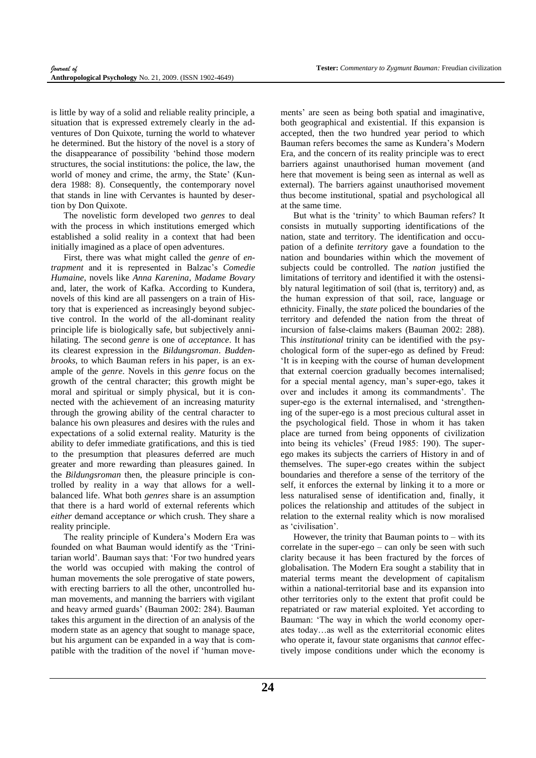is little by way of a solid and reliable reality principle, a situation that is expressed extremely clearly in the adventures of Don Quixote, turning the world to whatever he determined. But the history of the novel is a story of the disappearance of possibility 'behind those modern structures, the social institutions: the police, the law, the world of money and crime, the army, the State' (Kundera 1988: 8). Consequently, the contemporary novel that stands in line with Cervantes is haunted by desertion by Don Quixote.

The novelistic form developed two *genres* to deal with the process in which institutions emerged which established a solid reality in a context that had been initially imagined as a place of open adventures.

First, there was what might called the *genre* of *entrapment* and it is represented in Balzac's *Comedie Humaine*, novels like *Anna Karenina*, *Madame Bovary* and, later, the work of Kafka. According to Kundera, novels of this kind are all passengers on a train of History that is experienced as increasingly beyond subjective control. In the world of the all-dominant reality principle life is biologically safe, but subjectively annihilating. The second *genre* is one of *acceptance*. It has its clearest expression in the *Bildungsroman*. *Buddenbrooks*, to which Bauman refers in his paper, is an example of the *genre*. Novels in this *genre* focus on the growth of the central character; this growth might be moral and spiritual or simply physical, but it is connected with the achievement of an increasing maturity through the growing ability of the central character to balance his own pleasures and desires with the rules and expectations of a solid external reality. Maturity is the ability to defer immediate gratifications, and this is tied to the presumption that pleasures deferred are much greater and more rewarding than pleasures gained. In the *Bildungsroman* then, the pleasure principle is controlled by reality in a way that allows for a well-balanced life. What both *genres* share is an assumption that there is a hard world of external referents which *either* demand acceptance *or* which crush. They share a reality principle.

The reality principle of Kundera's Modern Era was founded on what Bauman would identify as the 'Trinitarian world'. Bauman says that: 'For two hundred years the world was occupied with making the control of human movements the sole prerogative of state powers, with erecting barriers to all the other, uncontrolled human movements, and manning the barriers with vigilant and heavy armed guards' (Bauman 2002: 284). Bauman takes this argument in the direction of an analysis of the modern state as an agency that sought to manage space, but his argument can be expanded in a way that is compatible with the tradition of the novel if 'human movements' are seen as being both spatial and imaginative, both geographical and existential. If this expansion is accepted, then the two hundred year period to which Bauman refers becomes the same as Kundera's Modern Era, and the concern of its reality principle was to erect barriers against unauthorised human movement (and here that movement is being seen as internal as well as external). The barriers against unauthorised movement thus become institutional, spatial and psychological all at the same time.

But what is the 'trinity' to which Bauman refers? It consists in mutually supporting identifications of the nation, state and territory. The identification and occupation of a definite *territory* gave a foundation to the nation and boundaries within which the movement of subjects could be controlled. The *nation* justified the limitations of territory and identified it with the ostensibly natural legitimation of soil (that is, territory) and, as the human expression of that soil, race, language or ethnicity. Finally, the *state* policed the boundaries of the territory and defended the nation from the threat of incursion of false-claims makers (Bauman 2002: 288). This *institutional* trinity can be identified with the psychological form of the super-ego as defined by Freud: 'It is in keeping with the course of human development that external coercion gradually becomes internalised; for a special mental agency, man's super-ego, takes it over and includes it among its commandments'. The super-ego is the external internalised, and 'strengthening of the super-ego is a most precious cultural asset in the psychological field. Those in whom it has taken place are turned from being opponents of civilization into being its vehicles' (Freud 1985: 190). The super-ego makes its subjects the carriers of History in and of themselves. The super-ego creates within the subject boundaries and therefore a sense of the territory of the self, it enforces the external by linking it to a more or less naturalised sense of identification and, finally, it polices the relationship and attitudes of the subject in relation to the external reality which is now moralised as 'civilisation'.

However, the trinity that Bauman points to – with its correlate in the super-ego – can only be seen with such clarity because it has been fractured by the forces of globalisation. The Modern Era sought a stability that in material terms meant the development of capitalism within a national-territorial base and its expansion into other territories only to the extent that profit could be repatriated or raw material exploited. Yet according to Bauman: 'The way in which the world economy operates today…as well as the exterritorial economic elites who operate it, favour state organisms that *cannot* effectively impose conditions under which the economy is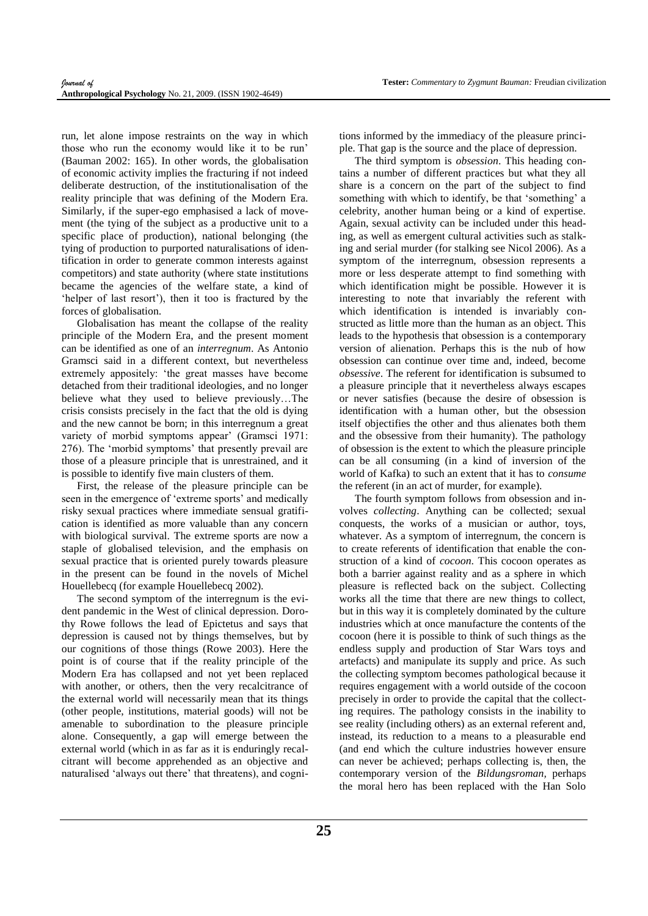run, let alone impose restraints on the way in which those who run the economy would like it to be run' (Bauman 2002: 165). In other words, the globalisation of economic activity implies the fracturing if not indeed deliberate destruction, of the institutionalisation of the reality principle that was defining of the Modern Era. Similarly, if the super-ego emphasised a lack of movement (the tying of the subject as a productive unit to a specific place of production), national belonging (the tying of production to purported naturalisations of identification in order to generate common interests against competitors) and state authority (where state institutions became the agencies of the welfare state, a kind of 'helper of last resort'), then it too is fractured by the forces of globalisation.

Globalisation has meant the collapse of the reality principle of the Modern Era, and the present moment can be identified as one of an *interregnum*. As Antonio Gramsci said in a different context, but nevertheless extremely appositely: 'the great masses have become detached from their traditional ideologies, and no longer believe what they used to believe previously…The crisis consists precisely in the fact that the old is dying and the new cannot be born; in this interregnum a great variety of morbid symptoms appear' (Gramsci 1971: 276). The 'morbid symptoms' that presently prevail are those of a pleasure principle that is unrestrained, and it is possible to identify five main clusters of them.

First, the release of the pleasure principle can be seen in the emergence of 'extreme sports' and medically risky sexual practices where immediate sensual gratification is identified as more valuable than any concern with biological survival. The extreme sports are now a staple of globalised television, and the emphasis on sexual practice that is oriented purely towards pleasure in the present can be found in the novels of Michel Houellebecq (for example Houellebecq 2002).

The second symptom of the interregnum is the evident pandemic in the West of clinical depression. Dorothy Rowe follows the lead of Epictetus and says that depression is caused not by things themselves, but by our cognitions of those things (Rowe 2003). Here the point is of course that if the reality principle of the Modern Era has collapsed and not yet been replaced with another, or others, then the very recalcitrance of the external world will necessarily mean that its things (other people, institutions, material goods) will not be amenable to subordination to the pleasure principle alone. Consequently, a gap will emerge between the external world (which in as far as it is enduringly recalcitrant will become apprehended as an objective and naturalised 'always out there' that threatens), and cognitions informed by the immediacy of the pleasure principle. That gap is the source and the place of depression.

The third symptom is *obsession*. This heading contains a number of different practices but what they all share is a concern on the part of the subject to find something with which to identify, be that 'something' a celebrity, another human being or a kind of expertise. Again, sexual activity can be included under this heading, as well as emergent cultural activities such as stalking and serial murder (for stalking see Nicol 2006). As a symptom of the interregnum, obsession represents a more or less desperate attempt to find something with which identification might be possible. However it is interesting to note that invariably the referent with which identification is intended is invariably constructed as little more than the human as an object. This leads to the hypothesis that obsession is a contemporary version of alienation. Perhaps this is the nub of how obsession can continue over time and, indeed, become *obsessive*. The referent for identification is subsumed to a pleasure principle that it nevertheless always escapes or never satisfies (because the desire of obsession is identification with a human other, but the obsession itself objectifies the other and thus alienates both them and the obsessive from their humanity). The pathology of obsession is the extent to which the pleasure principle can be all consuming (in a kind of inversion of the world of Kafka) to such an extent that it has to *consume* the referent (in an act of murder, for example).

The fourth symptom follows from obsession and involves *collecting*. Anything can be collected; sexual conquests, the works of a musician or author, toys, whatever. As a symptom of interregnum, the concern is to create referents of identification that enable the construction of a kind of *cocoon*. This cocoon operates as both a barrier against reality and as a sphere in which pleasure is reflected back on the subject. Collecting works all the time that there are new things to collect, but in this way it is completely dominated by the culture industries which at once manufacture the contents of the cocoon (here it is possible to think of such things as the endless supply and production of Star Wars toys and artefacts) and manipulate its supply and price. As such the collecting symptom becomes pathological because it requires engagement with a world outside of the cocoon precisely in order to provide the capital that the collecting requires. The pathology consists in the inability to see reality (including others) as an external referent and, instead, its reduction to a means to a pleasurable end (and end which the culture industries however ensure can never be achieved; perhaps collecting is, then, the contemporary version of the *Bildungsroman,* perhaps the moral hero has been replaced with the Han Solo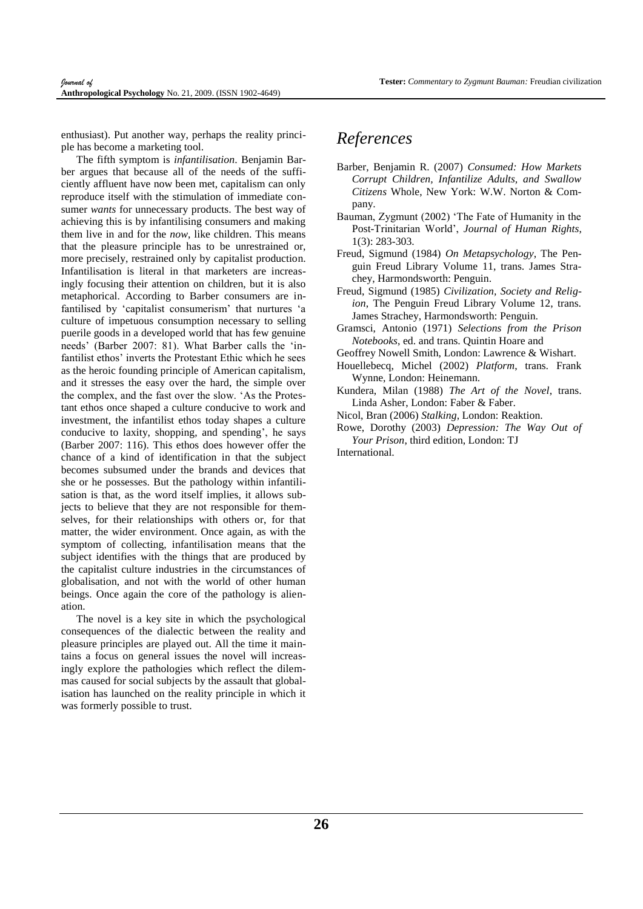enthusiast). Put another way, perhaps the reality principle has become a marketing tool.

The fifth symptom is *infantilisation*. Benjamin Barber argues that because all of the needs of the sufficiently affluent have now been met, capitalism can only reproduce itself with the stimulation of immediate consumer *wants* for unnecessary products. The best way of achieving this is by infantilising consumers and making them live in and for the *now*, like children. This means that the pleasure principle has to be unrestrained or, more precisely, restrained only by capitalist production. Infantilisation is literal in that marketers are increasingly focusing their attention on children, but it is also metaphorical. According to Barber consumers are infantilised by 'capitalist consumerism' that nurtures 'a culture of impetuous consumption necessary to selling puerile goods in a developed world that has few genuine needs' (Barber 2007: 81). What Barber calls the 'infantilist ethos' inverts the Protestant Ethic which he sees as the heroic founding principle of American capitalism, and it stresses the easy over the hard, the simple over the complex, and the fast over the slow. 'As the Protestant ethos once shaped a culture conducive to work and investment, the infantilist ethos today shapes a culture conducive to laxity, shopping, and spending', he says (Barber 2007: 116). This ethos does however offer the chance of a kind of identification in that the subject becomes subsumed under the brands and devices that she or he possesses. But the pathology within infantilisation is that, as the word itself implies, it allows subjects to believe that they are not responsible for themselves, for their relationships with others or, for that matter, the wider environment. Once again, as with the symptom of collecting, infantilisation means that the subject identifies with the things that are produced by the capitalist culture industries in the circumstances of globalisation, and not with the world of other human beings. Once again the core of the pathology is alienation.

The novel is a key site in which the psychological consequences of the dialectic between the reality and pleasure principles are played out. All the time it maintains a focus on general issues the novel will increasingly explore the pathologies which reflect the dilemmas caused for social subjects by the assault that globalisation has launched on the reality principle in which it was formerly possible to trust.

# References

Barber, Benjamin R. (2007) *Consumed: How Markets Corrupt Children, Infantilize Adults, and Swallow Citizens* Whole, New York: W.W. Norton & Company.

Bauman, Zygmunt (2002) 'The Fate of Humanity in the Post-Trinitarian World', *Journal of Human Rights*, 1(3): 283-303.

Freud, Sigmund (1984) *On Metapsychology*, The Penguin Freud Library Volume 11, trans. James Strachey, Harmondsworth: Penguin.

Freud, Sigmund (1985) *Civilization, Society and Religion*, The Penguin Freud Library Volume 12, trans. James Strachey, Harmondsworth: Penguin.

Gramsci, Antonio (1971) *Selections from the Prison Notebooks*, ed. and trans. Quintin Hoare and Geoffrey Nowell Smith, London: Lawrence & Wishart.

Houellebecq, Michel (2002) *Platform*, trans. Frank Wynne, London: Heinemann.

Kundera, Milan (1988) *The Art of the Novel*, trans. Linda Asher, London: Faber & Faber.

Nicol, Bran (2006) *Stalking*, London: Reaktion.

Rowe, Dorothy (2003) *Depression: The Way Out of Your Prison*, third edition, London: TJ International.